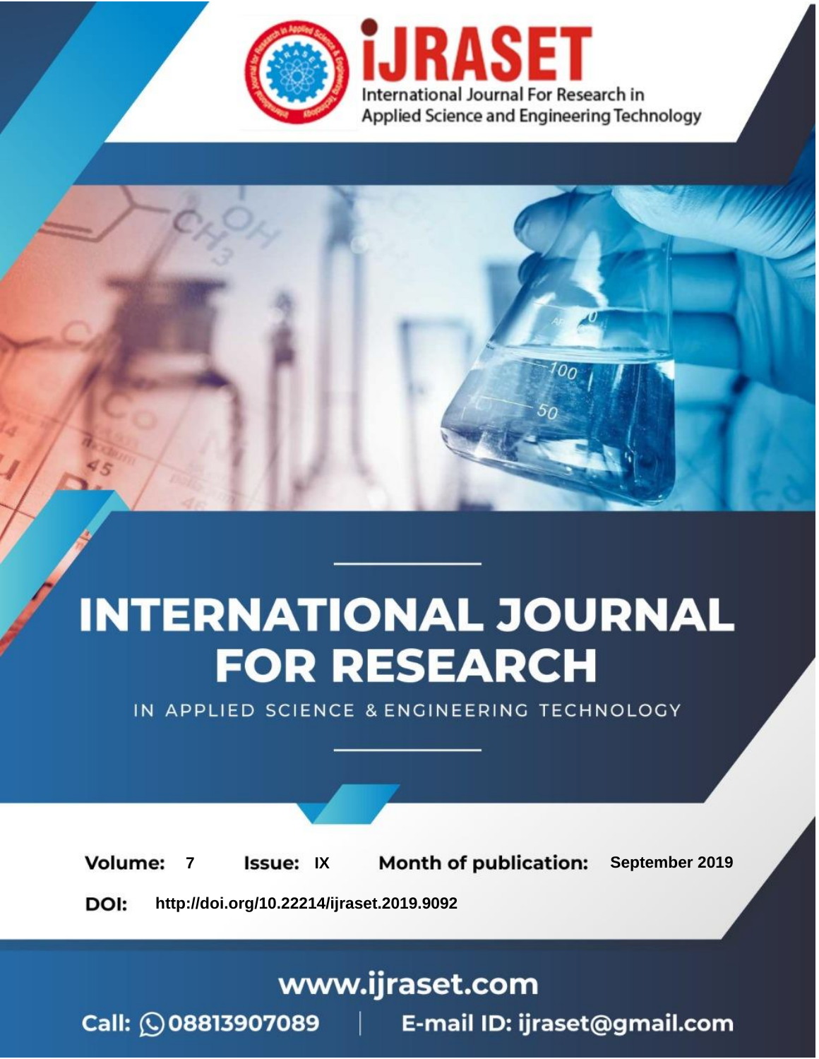iJRASET

International Journal For Research in Applied Science and Engineering Technology

# INTERNATIONAL JOURNAL FOR RESEARCH

IN APPLIED SCIENCE & ENGINEERING TECHNOLOGY

**Volume:** 7 **Issue:** IX **Month of publication:** September 2019

**DOI:** http://doi.org/10.22214/ijraset.2019.9092

www.ijraset.com

Call: 08813907089 | E-mail ID: ijraset@gmail.com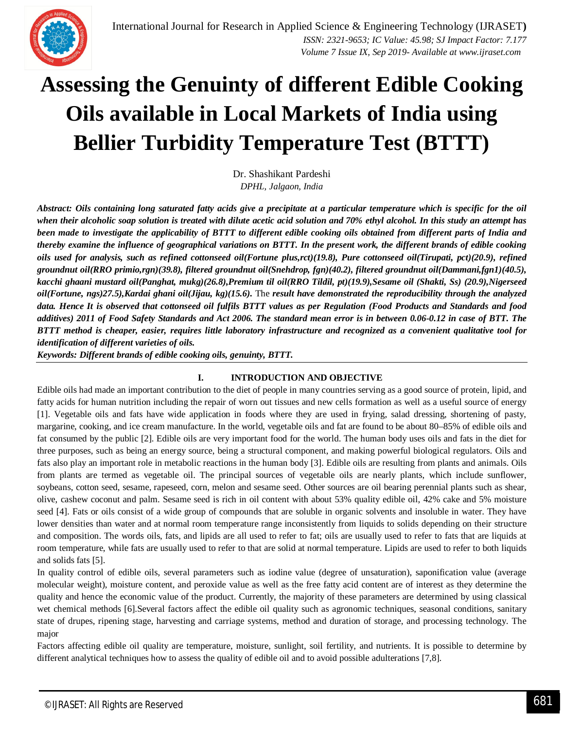# Assessing the Genuinty of different Edible Cooking Oils available in Local Markets of India using Bellier Turbidity Temperature Test (BTTT)

Dr. Shashikant Pardeshi
*DPHL, Jalgaon, India*

***Abstract:** Oils containing long saturated fatty acids give a precipitate at a particular temperature which is specific for the oil when their alcoholic soap solution is treated with dilute acetic acid solution and 70% ethyl alcohol. In this study an attempt has been made to investigate the applicability of BTTT to different edible cooking oils obtained from different parts of India and thereby examine the influence of geographical variations on BTTT. In the present work, the different brands of edible cooking oils used for analysis, such as refined cottonseed oil(Fortune plus,rct)(19.8), Pure cottonseed oil(Tirupati, pct)(20.9), refined groundnut oil(RRO primio,rgn)(39.8), filtered groundnut oil(Snehdrop, fgn)(40.2), filtered groundnut oil(Dammani,fgn1)(40.5), kacchi ghaani mustard oil(Panghat, mukg)(26.8),Premium til oil(RRO Tildil, pt)(19.9),Sesame oil (Shakti, Ss) (20.9),Nigerseed oil(Fortune, ngs)27.5),Kardai ghani oil(Jijau, kg)(15.6).* The ***result have demonstrated the reproducibility through the analyzed data. Hence It is observed that cottonseed oil fulfils BTTT values as per Regulation (Food Products and Standards and food additives) 2011 of Food Safety Standards and Act 2006. The standard mean error is in between 0.06-0.12 in case of BTT. The BTTT method is cheaper, easier, requires little laboratory infrastructure and recognized as a convenient qualitative tool for identification of different varieties of oils.***

***Keywords:** Different brands of edible cooking oils, genuinty, BTTT.*

## I. INTRODUCTION AND OBJECTIVE

Edible oils had made an important contribution to the diet of people in many countries serving as a good source of protein, lipid, and fatty acids for human nutrition including the repair of worn out tissues and new cells formation as well as a useful source of energy [1]. Vegetable oils and fats have wide application in foods where they are used in frying, salad dressing, shortening of pasty, margarine, cooking, and ice cream manufacture. In the world, vegetable oils and fat are found to be about 80–85% of edible oils and fat consumed by the public [2]. Edible oils are very important food for the world. The human body uses oils and fats in the diet for three purposes, such as being an energy source, being a structural component, and making powerful biological regulators. Oils and fats also play an important role in metabolic reactions in the human body [3]. Edible oils are resulting from plants and animals. Oils from plants are termed as vegetable oil. The principal sources of vegetable oils are nearly plants, which include sunflower, soybeans, cotton seed, sesame, rapeseed, corn, melon and sesame seed. Other sources are oil bearing perennial plants such as shear, olive, cashew coconut and palm. Sesame seed is rich in oil content with about 53% quality edible oil, 42% cake and 5% moisture seed [4]. Fats or oils consist of a wide group of compounds that are soluble in organic solvents and insoluble in water. They have lower densities than water and at normal room temperature range inconsistently from liquids to solids depending on their structure and composition. The words oils, fats, and lipids are all used to refer to fat; oils are usually used to refer to fats that are liquids at room temperature, while fats are usually used to refer to that are solid at normal temperature. Lipids are used to refer to both liquids and solids fats [5].

In quality control of edible oils, several parameters such as iodine value (degree of unsaturation), saponification value (average molecular weight), moisture content, and peroxide value as well as the free fatty acid content are of interest as they determine the quality and hence the economic value of the product. Currently, the majority of these parameters are determined by using classical wet chemical methods [6].Several factors affect the edible oil quality such as agronomic techniques, seasonal conditions, sanitary state of drupes, ripening stage, harvesting and carriage systems, method and duration of storage, and processing technology. The major

Factors affecting edible oil quality are temperature, moisture, sunlight, soil fertility, and nutrients. It is possible to determine by different analytical techniques how to assess the quality of edible oil and to avoid possible adulterations [7,8].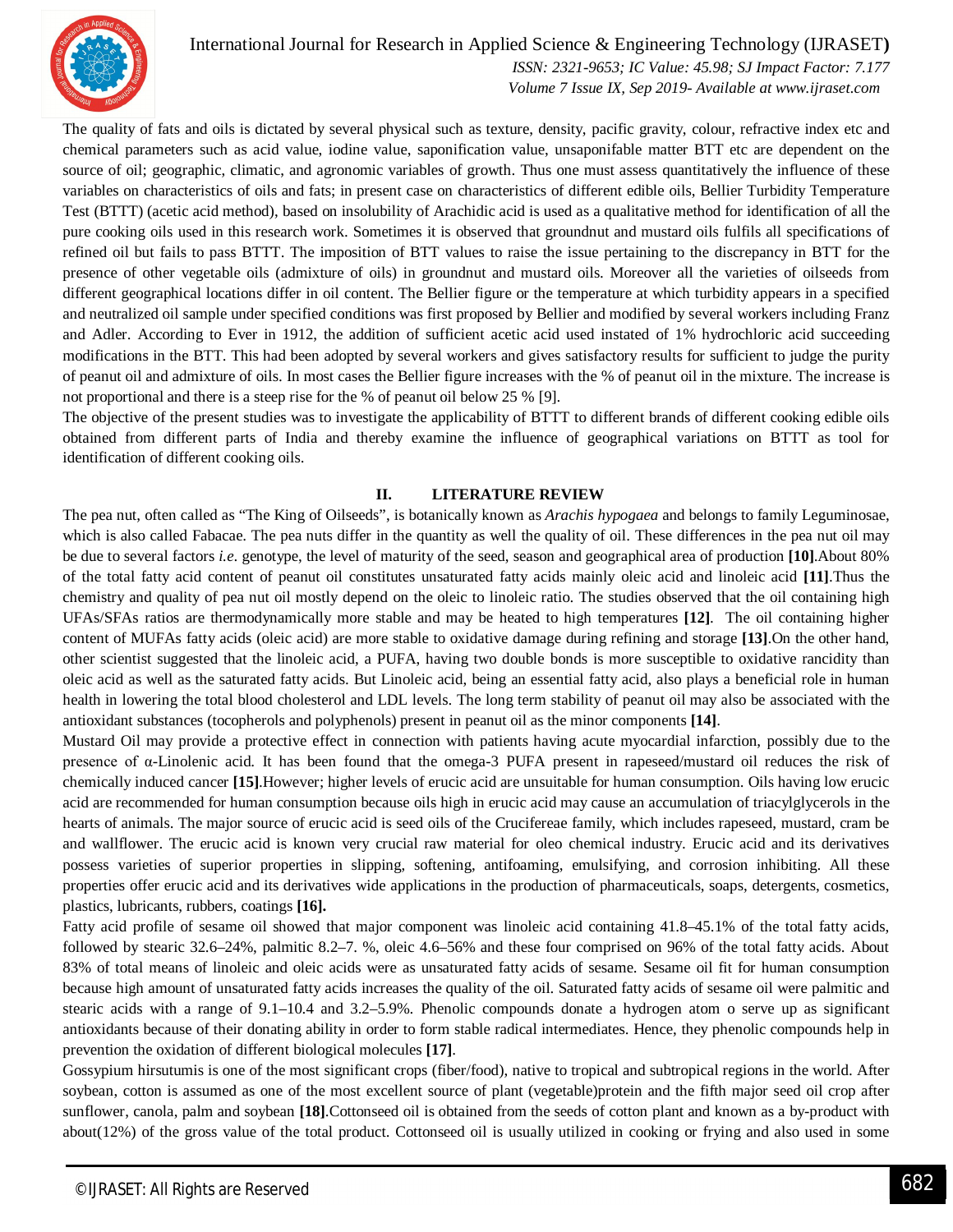The quality of fats and oils is dictated by several physical such as texture, density, pacific gravity, colour, refractive index etc and chemical parameters such as acid value, iodine value, saponification value, unsaponifable matter BTT etc are dependent on the source of oil; geographic, climatic, and agronomic variables of growth. Thus one must assess quantitatively the influence of these variables on characteristics of oils and fats; in present case on characteristics of different edible oils, Bellier Turbidity Temperature Test (BTTT) (acetic acid method), based on insolubility of Arachidic acid is used as a qualitative method for identification of all the pure cooking oils used in this research work. Sometimes it is observed that groundnut and mustard oils fulfils all specifications of refined oil but fails to pass BTTT. The imposition of BTT values to raise the issue pertaining to the discrepancy in BTT for the presence of other vegetable oils (admixture of oils) in groundnut and mustard oils. Moreover all the varieties of oilseeds from different geographical locations differ in oil content. The Bellier figure or the temperature at which turbidity appears in a specified and neutralized oil sample under specified conditions was first proposed by Bellier and modified by several workers including Franz and Adler. According to Ever in 1912, the addition of sufficient acetic acid used instated of 1% hydrochloric acid succeeding modifications in the BTT. This had been adopted by several workers and gives satisfactory results for sufficient to judge the purity of peanut oil and admixture of oils. In most cases the Bellier figure increases with the % of peanut oil in the mixture. The increase is not proportional and there is a steep rise for the % of peanut oil below 25 % [9].

The objective of the present studies was to investigate the applicability of BTTT to different brands of different cooking edible oils obtained from different parts of India and thereby examine the influence of geographical variations on BTTT as tool for identification of different cooking oils.

## II. LITERATURE REVIEW

The pea nut, often called as "The King of Oilseeds", is botanically known as *Arachis hypogaea* and belongs to family Leguminosae, which is also called Fabacae. The pea nuts differ in the quantity as well the quality of oil. These differences in the pea nut oil may be due to several factors *i.e.* genotype, the level of maturity of the seed, season and geographical area of production **[10]**.About 80% of the total fatty acid content of peanut oil constitutes unsaturated fatty acids mainly oleic acid and linoleic acid **[11]**.Thus the chemistry and quality of pea nut oil mostly depend on the oleic to linoleic ratio. The studies observed that the oil containing high UFAs/SFAs ratios are thermodynamically more stable and may be heated to high temperatures **[12]**. The oil containing higher content of MUFAs fatty acids (oleic acid) are more stable to oxidative damage during refining and storage **[13]**.On the other hand, other scientist suggested that the linoleic acid, a PUFA, having two double bonds is more susceptible to oxidative rancidity than oleic acid as well as the saturated fatty acids. But Linoleic acid, being an essential fatty acid, also plays a beneficial role in human health in lowering the total blood cholesterol and LDL levels. The long term stability of peanut oil may also be associated with the antioxidant substances (tocopherols and polyphenols) present in peanut oil as the minor components **[14]**.

Mustard Oil may provide a protective effect in connection with patients having acute myocardial infarction, possibly due to the presence of α-Linolenic acid. It has been found that the omega-3 PUFA present in rapeseed/mustard oil reduces the risk of chemically induced cancer **[15]**.However; higher levels of erucic acid are unsuitable for human consumption. Oils having low erucic acid are recommended for human consumption because oils high in erucic acid may cause an accumulation of triacylglycerols in the hearts of animals. The major source of erucic acid is seed oils of the Crucifereae family, which includes rapeseed, mustard, cram be and wallflower. The erucic acid is known very crucial raw material for oleo chemical industry. Erucic acid and its derivatives possess varieties of superior properties in slipping, softening, antifoaming, emulsifying, and corrosion inhibiting. All these properties offer erucic acid and its derivatives wide applications in the production of pharmaceuticals, soaps, detergents, cosmetics, plastics, lubricants, rubbers, coatings **[16].**

Fatty acid profile of sesame oil showed that major component was linoleic acid containing 41.8–45.1% of the total fatty acids, followed by stearic 32.6–24%, palmitic 8.2–7. %, oleic 4.6–56% and these four comprised on 96% of the total fatty acids. About 83% of total means of linoleic and oleic acids were as unsaturated fatty acids of sesame. Sesame oil fit for human consumption because high amount of unsaturated fatty acids increases the quality of the oil. Saturated fatty acids of sesame oil were palmitic and stearic acids with a range of 9.1–10.4 and 3.2–5.9%. Phenolic compounds donate a hydrogen atom o serve up as significant antioxidants because of their donating ability in order to form stable radical intermediates. Hence, they phenolic compounds help in prevention the oxidation of different biological molecules **[17]**.

Gossypium hirsutumis is one of the most significant crops (fiber/food), native to tropical and subtropical regions in the world. After soybean, cotton is assumed as one of the most excellent source of plant (vegetable)protein and the fifth major seed oil crop after sunflower, canola, palm and soybean **[18]**.Cottonseed oil is obtained from the seeds of cotton plant and known as a by-product with about(12%) of the gross value of the total product. Cottonseed oil is usually utilized in cooking or frying and also used in some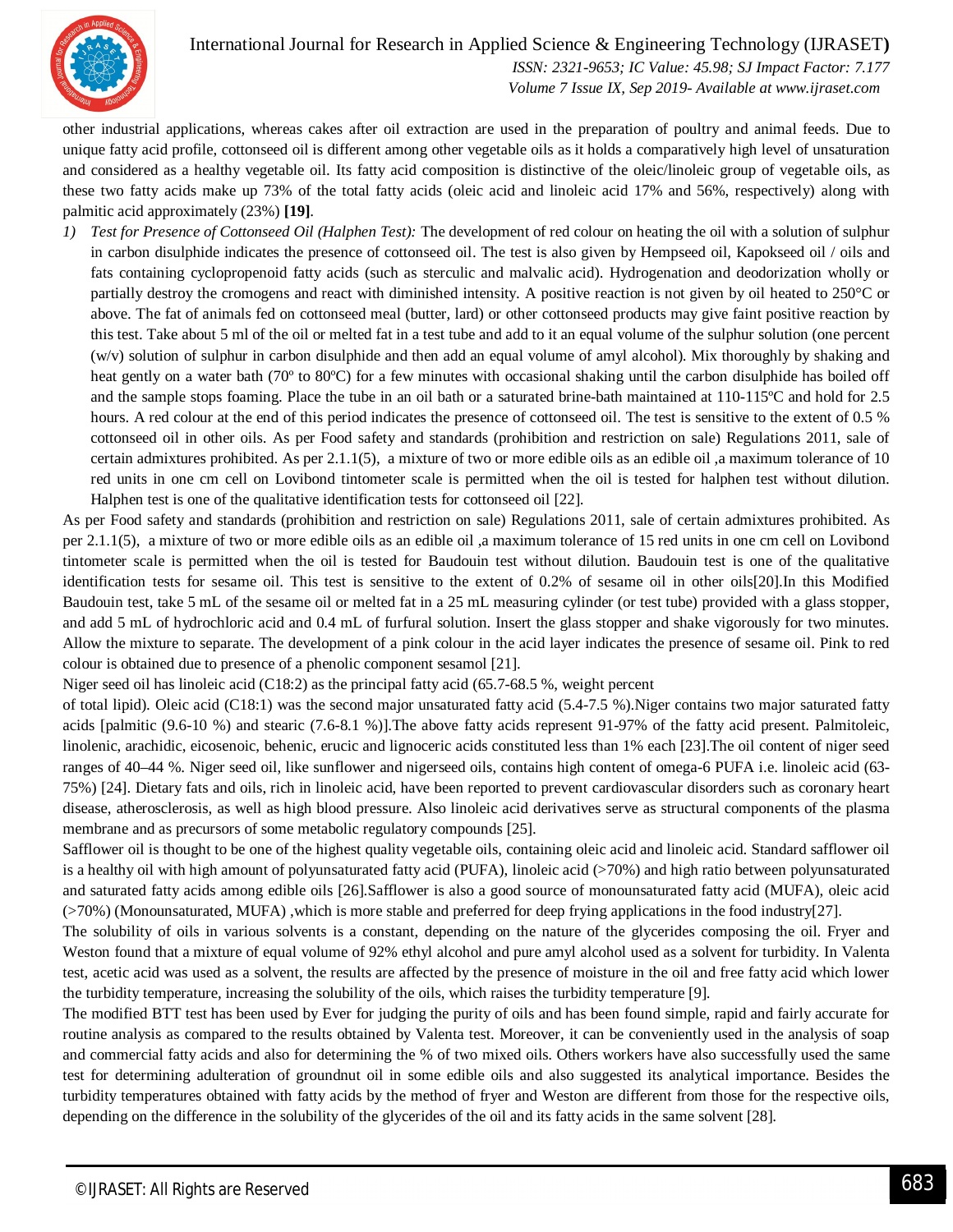other industrial applications, whereas cakes after oil extraction are used in the preparation of poultry and animal feeds. Due to unique fatty acid profile, cottonseed oil is different among other vegetable oils as it holds a comparatively high level of unsaturation and considered as a healthy vegetable oil. Its fatty acid composition is distinctive of the oleic/linoleic group of vegetable oils, as these two fatty acids make up 73% of the total fatty acids (oleic acid and linoleic acid 17% and 56%, respectively) along with palmitic acid approximately (23%) **[19]**.

1) *Test for Presence of Cottonseed Oil (Halphen Test):* The development of red colour on heating the oil with a solution of sulphur in carbon disulphide indicates the presence of cottonseed oil. The test is also given by Hempseed oil, Kapokseed oil / oils and fats containing cyclopropenoid fatty acids (such as sterculic and malvalic acid). Hydrogenation and deodorization wholly or partially destroy the cromogens and react with diminished intensity. A positive reaction is not given by oil heated to 250°C or above. The fat of animals fed on cottonseed meal (butter, lard) or other cottonseed products may give faint positive reaction by this test. Take about 5 ml of the oil or melted fat in a test tube and add to it an equal volume of the sulphur solution (one percent (w/v) solution of sulphur in carbon disulphide and then add an equal volume of amyl alcohol). Mix thoroughly by shaking and heat gently on a water bath (70º to 80ºC) for a few minutes with occasional shaking until the carbon disulphide has boiled off and the sample stops foaming. Place the tube in an oil bath or a saturated brine-bath maintained at 110-115ºC and hold for 2.5 hours. A red colour at the end of this period indicates the presence of cottonseed oil. The test is sensitive to the extent of 0.5 % cottonseed oil in other oils. As per Food safety and standards (prohibition and restriction on sale) Regulations 2011, sale of certain admixtures prohibited. As per 2.1.1(5), a mixture of two or more edible oils as an edible oil ,a maximum tolerance of 10 red units in one cm cell on Lovibond tintometer scale is permitted when the oil is tested for halphen test without dilution. Halphen test is one of the qualitative identification tests for cottonseed oil [22].

As per Food safety and standards (prohibition and restriction on sale) Regulations 2011, sale of certain admixtures prohibited. As per 2.1.1(5), a mixture of two or more edible oils as an edible oil ,a maximum tolerance of 15 red units in one cm cell on Lovibond tintometer scale is permitted when the oil is tested for Baudouin test without dilution. Baudouin test is one of the qualitative identification tests for sesame oil. This test is sensitive to the extent of 0.2% of sesame oil in other oils[20].In this Modified Baudouin test, take 5 mL of the sesame oil or melted fat in a 25 mL measuring cylinder (or test tube) provided with a glass stopper, and add 5 mL of hydrochloric acid and 0.4 mL of furfural solution. Insert the glass stopper and shake vigorously for two minutes. Allow the mixture to separate. The development of a pink colour in the acid layer indicates the presence of sesame oil. Pink to red colour is obtained due to presence of a phenolic component sesamol [21].

Niger seed oil has linoleic acid (C18:2) as the principal fatty acid (65.7-68.5 %, weight percent of total lipid). Oleic acid (C18:1) was the second major unsaturated fatty acid (5.4-7.5 %).Niger contains two major saturated fatty acids [palmitic (9.6-10 %) and stearic (7.6-8.1 %)].The above fatty acids represent 91-97% of the fatty acid present. Palmitoleic, linolenic, arachidic, eicosenoic, behenic, erucic and lignoceric acids constituted less than 1% each [23].The oil content of niger seed ranges of 40–44 %. Niger seed oil, like sunflower and nigerseed oils, contains high content of omega-6 PUFA i.e. linoleic acid (63-75%) [24]. Dietary fats and oils, rich in linoleic acid, have been reported to prevent cardiovascular disorders such as coronary heart disease, atherosclerosis, as well as high blood pressure. Also linoleic acid derivatives serve as structural components of the plasma membrane and as precursors of some metabolic regulatory compounds [25].

Safflower oil is thought to be one of the highest quality vegetable oils, containing oleic acid and linoleic acid. Standard safflower oil is a healthy oil with high amount of polyunsaturated fatty acid (PUFA), linoleic acid (>70%) and high ratio between polyunsaturated and saturated fatty acids among edible oils [26].Safflower is also a good source of monounsaturated fatty acid (MUFA), oleic acid (>70%) (Monounsaturated, MUFA) ,which is more stable and preferred for deep frying applications in the food industry[27].

The solubility of oils in various solvents is a constant, depending on the nature of the glycerides composing the oil. Fryer and Weston found that a mixture of equal volume of 92% ethyl alcohol and pure amyl alcohol used as a solvent for turbidity. In Valenta test, acetic acid was used as a solvent, the results are affected by the presence of moisture in the oil and free fatty acid which lower the turbidity temperature, increasing the solubility of the oils, which raises the turbidity temperature [9].

The modified BTT test has been used by Ever for judging the purity of oils and has been found simple, rapid and fairly accurate for routine analysis as compared to the results obtained by Valenta test. Moreover, it can be conveniently used in the analysis of soap and commercial fatty acids and also for determining the % of two mixed oils. Others workers have also successfully used the same test for determining adulteration of groundnut oil in some edible oils and also suggested its analytical importance. Besides the turbidity temperatures obtained with fatty acids by the method of fryer and Weston are different from those for the respective oils, depending on the difference in the solubility of the glycerides of the oil and its fatty acids in the same solvent [28].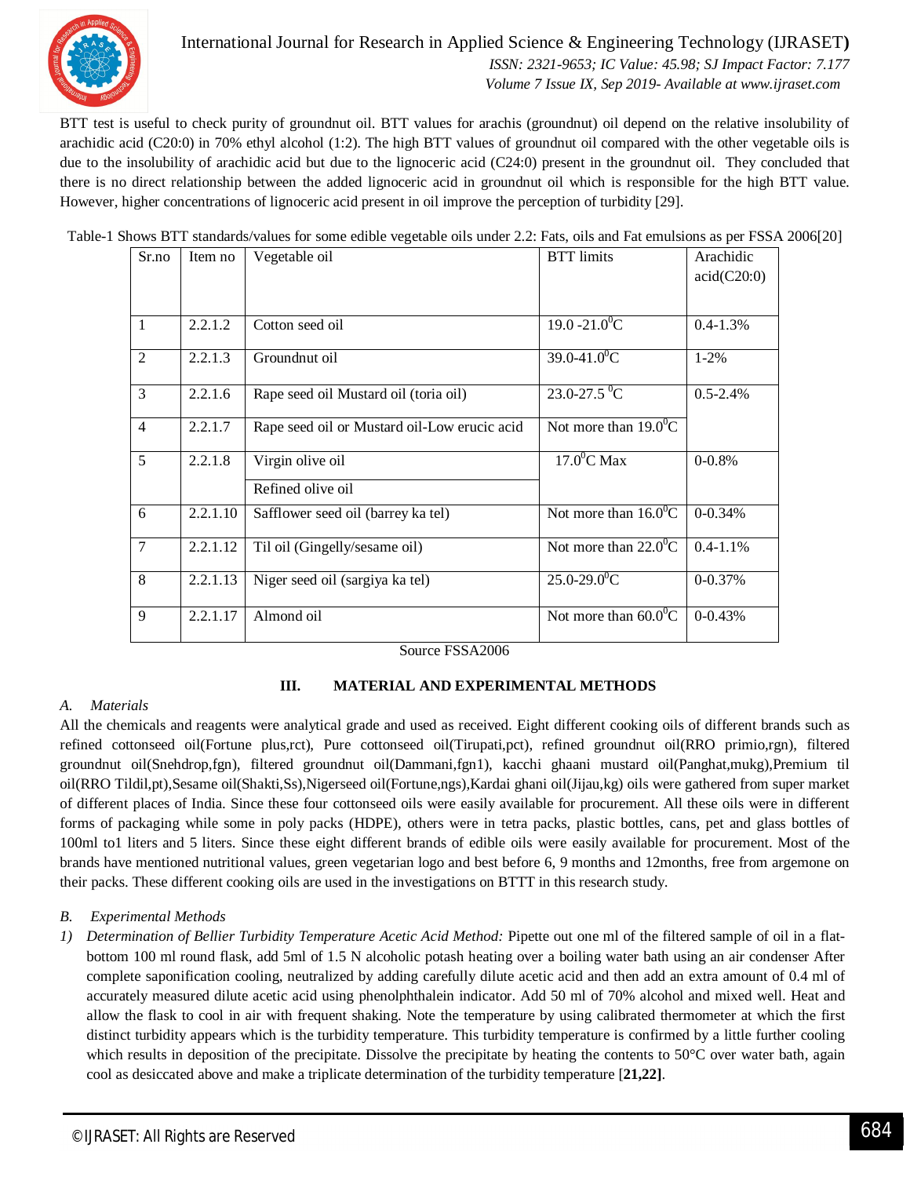BTT test is useful to check purity of groundnut oil. BTT values for arachis (groundnut) oil depend on the relative insolubility of arachidic acid (C20:0) in 70% ethyl alcohol (1:2). The high BTT values of groundnut oil compared with the other vegetable oils is due to the insolubility of arachidic acid but due to the lignoceric acid (C24:0) present in the groundnut oil. They concluded that there is no direct relationship between the added lignoceric acid in groundnut oil which is responsible for the high BTT value. However, higher concentrations of lignoceric acid present in oil improve the perception of turbidity [29].

Table-1 Shows BTT standards/values for some edible vegetable oils under 2.2: Fats, oils and Fat emulsions as per FSSA 2006[20]

| Sr.no | Item no | Vegetable oil | BTT limits | Arachidic acid(C20:0) |
|---|---|---|---|---|
| 1 | 2.2.1.2 | Cotton seed oil | 19.0 -21.0$^{0}$C | 0.4-1.3% |
| 2 | 2.2.1.3 | Groundnut oil | 39.0-41.0$^{0}$C | 1-2% |
| 3 | 2.2.1.6 | Rape seed oil Mustard oil (toria oil) | 23.0-27.5 $^{0}$C | 0.5-2.4% |
| 4 | 2.2.1.7 | Rape seed oil or Mustard oil-Low erucic acid | Not more than 19.0$^{0}$C | |
| 5 | 2.2.1.8 | Virgin olive oil | 17.0$^{0}$C Max | 0-0.8% |
| | | Refined olive oil | | |
| 6 | 2.2.1.10 | Safflower seed oil (barrey ka tel) | Not more than 16.0$^{0}$C | 0-0.34% |
| 7 | 2.2.1.12 | Til oil (Gingelly/sesame oil) | Not more than 22.0$^{0}$C | 0.4-1.1% |
| 8 | 2.2.1.13 | Niger seed oil (sargiya ka tel) | 25.0-29.0$^{0}$C | 0-0.37% |
| 9 | 2.2.1.17 | Almond oil | Not more than 60.0$^{0}$C | 0-0.43% |

Source FSSA2006

## III. MATERIAL AND EXPERIMENTAL METHODS

### A. *Materials*

All the chemicals and reagents were analytical grade and used as received. Eight different cooking oils of different brands such as refined cottonseed oil(Fortune plus,rct), Pure cottonseed oil(Tirupati,pct), refined groundnut oil(RRO primio,rgn), filtered groundnut oil(Snehdrop,fgn), filtered groundnut oil(Dammani,fgn1), kacchi ghaani mustard oil(Panghat,mukg),Premium til oil(RRO Tildil,pt),Sesame oil(Shakti,Ss),Nigerseed oil(Fortune,ngs),Kardai ghani oil(Jijau,kg) oils were gathered from super market of different places of India. Since these four cottonseed oils were easily available for procurement. All these oils were in different forms of packaging while some in poly packs (HDPE), others were in tetra packs, plastic bottles, cans, pet and glass bottles of 100ml to1 liters and 5 liters. Since these eight different brands of edible oils were easily available for procurement. Most of the brands have mentioned nutritional values, green vegetarian logo and best before 6, 9 months and 12months, free from argemone on their packs. These different cooking oils are used in the investigations on BTTT in this research study.

### B. *Experimental Methods*

1) *Determination of Bellier Turbidity Temperature Acetic Acid Method:* Pipette out one ml of the filtered sample of oil in a flat-bottom 100 ml round flask, add 5ml of 1.5 N alcoholic potash heating over a boiling water bath using an air condenser After complete saponification cooling, neutralized by adding carefully dilute acetic acid and then add an extra amount of 0.4 ml of accurately measured dilute acetic acid using phenolphthalein indicator. Add 50 ml of 70% alcohol and mixed well. Heat and allow the flask to cool in air with frequent shaking. Note the temperature by using calibrated thermometer at which the first distinct turbidity appears which is the turbidity temperature. This turbidity temperature is confirmed by a little further cooling which results in deposition of the precipitate. Dissolve the precipitate by heating the contents to 50°C over water bath, again cool as desiccated above and make a triplicate determination of the turbidity temperature [**21,22**].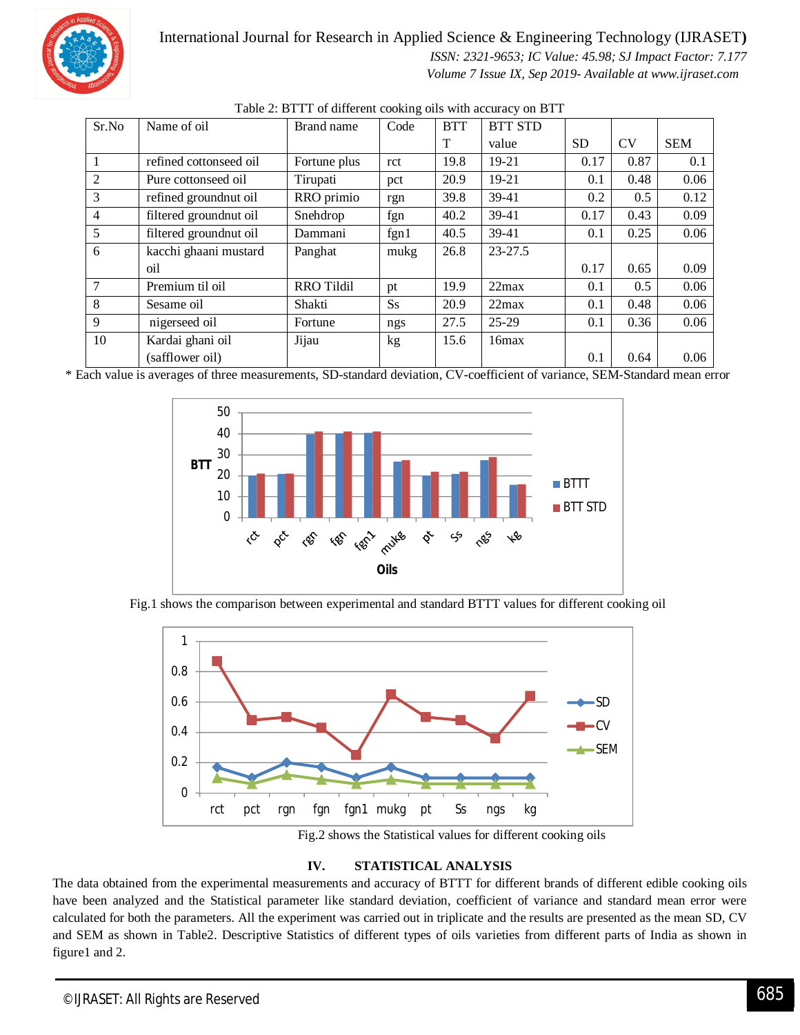Table 2: BTTT of different cooking oils with accuracy on BTT

| Sr.No | Name of oil | Brand name | Code | BTTT | BTT STD value | SD | CV | SEM |
|---|---|---|---|---|---|---|---|---|
| 1 | refined cottonseed oil | Fortune plus | rct | 19.8 | 19-21 | 0.17 | 0.87 | 0.1 |
| 2 | Pure cottonseed oil | Tirupati | pct | 20.9 | 19-21 | 0.1 | 0.48 | 0.06 |
| 3 | refined groundnut oil | RRO primio | rgn | 39.8 | 39-41 | 0.2 | 0.5 | 0.12 |
| 4 | filtered groundnut oil | Snehdrop | fgn | 40.2 | 39-41 | 0.17 | 0.43 | 0.09 |
| 5 | filtered groundnut oil | Dammani | fgn1 | 40.5 | 39-41 | 0.1 | 0.25 | 0.06 |
| 6 | kacchi ghaani mustard oil | Panghat | mukg | 26.8 | 23-27.5 | 0.17 | 0.65 | 0.09 |
| 7 | Premium til oil | RRO Tildil | pt | 19.9 | 22max | 0.1 | 0.5 | 0.06 |
| 8 | Sesame oil | Shakti | Ss | 20.9 | 22max | 0.1 | 0.48 | 0.06 |
| 9 | nigerseed oil | Fortune | ngs | 27.5 | 25-29 | 0.1 | 0.36 | 0.06 |
| 10 | Kardai ghani oil (safflower oil) | Jijau | kg | 15.6 | 16max | 0.1 | 0.64 | 0.06 |

* Each value is averages of three measurements, SD-standard deviation, CV-coefficient of variance, SEM-Standard mean error

Fig.1 shows the comparison between experimental and standard BTTT values for different cooking oil

Fig.2 shows the Statistical values for different cooking oils

## IV. STATISTICAL ANALYSIS

The data obtained from the experimental measurements and accuracy of BTTT for different brands of different edible cooking oils have been analyzed and the Statistical parameter like standard deviation, coefficient of variance and standard mean error were calculated for both the parameters. All the experiment was carried out in triplicate and the results are presented as the mean SD, CV and SEM as shown in Table2. Descriptive Statistics of different types of oils varieties from different parts of India as shown in figure1 and 2.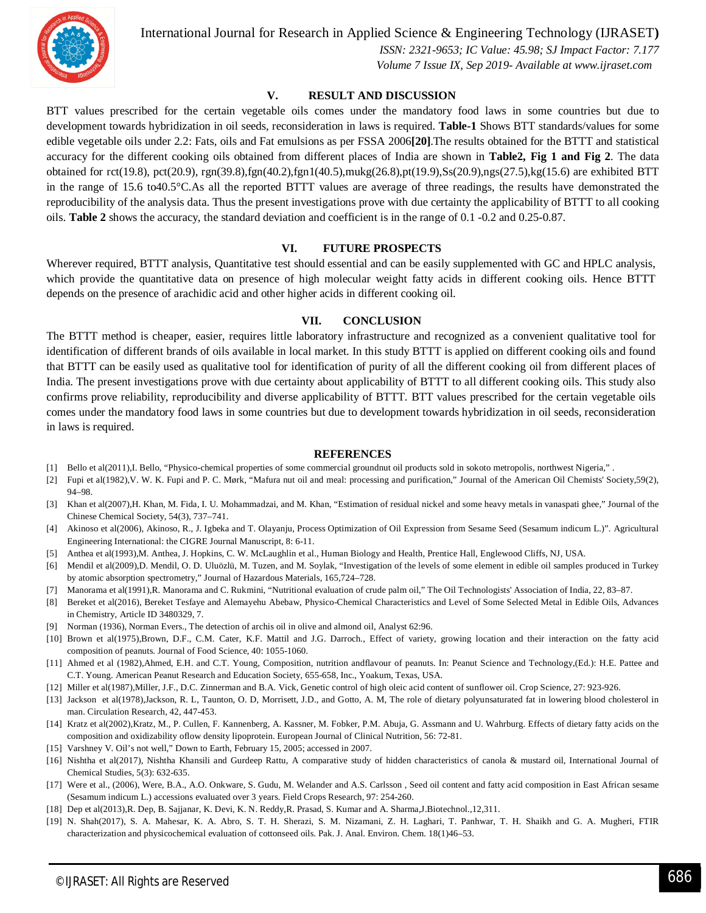## V. RESULT AND DISCUSSION

BTT values prescribed for the certain vegetable oils comes under the mandatory food laws in some countries but due to development towards hybridization in oil seeds, reconsideration in laws is required. **Table-1** Shows BTT standards/values for some edible vegetable oils under 2.2: Fats, oils and Fat emulsions as per FSSA 2006**[20]**.The results obtained for the BTTT and statistical accuracy for the different cooking oils obtained from different places of India are shown in **Table2, Fig 1 and Fig 2**. The data obtained for rct(19.8), pct(20.9), rgn(39.8),fgn(40.2),fgn1(40.5),mukg(26.8),pt(19.9),Ss(20.9),ngs(27.5),kg(15.6) are exhibited BTT in the range of 15.6 to40.5°C.As all the reported BTTT values are average of three readings, the results have demonstrated the reproducibility of the analysis data. Thus the present investigations prove with due certainty the applicability of BTTT to all cooking oils. **Table 2** shows the accuracy, the standard deviation and coefficient is in the range of 0.1 -0.2 and 0.25-0.87.

## VI. FUTURE PROSPECTS

Wherever required, BTTT analysis, Quantitative test should essential and can be easily supplemented with GC and HPLC analysis, which provide the quantitative data on presence of high molecular weight fatty acids in different cooking oils. Hence BTTT depends on the presence of arachidic acid and other higher acids in different cooking oil.

## VII. CONCLUSION

The BTTT method is cheaper, easier, requires little laboratory infrastructure and recognized as a convenient qualitative tool for identification of different brands of oils available in local market. In this study BTTT is applied on different cooking oils and found that BTTT can be easily used as qualitative tool for identification of purity of all the different cooking oil from different places of India. The present investigations prove with due certainty about applicability of BTTT to all different cooking oils. This study also confirms prove reliability, reproducibility and diverse applicability of BTTT. BTT values prescribed for the certain vegetable oils comes under the mandatory food laws in some countries but due to development towards hybridization in oil seeds, reconsideration in laws is required.

## REFERENCES

[1] Bello et al(2011),I. Bello, "Physico-chemical properties of some commercial groundnut oil products sold in sokoto metropolis, northwest Nigeria," .

[2] Fupi et al(1982),V. W. K. Fupi and P. C. Mørk, "Mafura nut oil and meal: processing and purification," Journal of the American Oil Chemists' Society,59(2), 94–98.

[3] Khan et al(2007),H. Khan, M. Fida, I. U. Mohammadzai, and M. Khan, "Estimation of residual nickel and some heavy metals in vanaspati ghee," Journal of the Chinese Chemical Society, 54(3), 737–741.

[4] Akinoso et al(2006), Akinoso, R., J. Igbeka and T. Olayanju, Process Optimization of Oil Expression from Sesame Seed (Sesamum indicum L.)". Agricultural Engineering International: the CIGRE Journal Manuscript, 8: 6-11.

[5] Anthea et al(1993),M. Anthea, J. Hopkins, C. W. McLaughlin et al., Human Biology and Health, Prentice Hall, Englewood Cliffs, NJ, USA.

[6] Mendil et al(2009),D. Mendil, O. D. Uluözlü, M. Tuzen, and M. Soylak, "Investigation of the levels of some element in edible oil samples produced in Turkey by atomic absorption spectrometry," Journal of Hazardous Materials, 165,724–728.

[7] Manorama et al(1991),R. Manorama and C. Rukmini, "Nutritional evaluation of crude palm oil," The Oil Technologists' Association of India, 22, 83–87.

[8] Bereket et al(2016), Bereket Tesfaye and Alemayehu Abebaw, Physico-Chemical Characteristics and Level of Some Selected Metal in Edible Oils, Advances in Chemistry, Article ID 3480329, 7.

[9] Norman (1936), Norman Evers., The detection of archis oil in olive and almond oil, Analyst 62:96.

[10] Brown et al(1975),Brown, D.F., C.M. Cater, K.F. Mattil and J.G. Darroch., Effect of variety, growing location and their interaction on the fatty acid composition of peanuts. Journal of Food Science, 40: 1055-1060.

[11] Ahmed et al (1982),Ahmed, E.H. and C.T. Young, Composition, nutrition andflavour of peanuts. In: Peanut Science and Technology,(Ed.): H.E. Pattee and C.T. Young. American Peanut Research and Education Society, 655-658, Inc., Yoakum, Texas, USA.

[12] Miller et al(1987),Miller, J.F., D.C. Zinnerman and B.A. Vick, Genetic control of high oleic acid content of sunflower oil. Crop Science, 27: 923-926.

[13] Jackson et al(1978),Jackson, R. L, Taunton, O. D, Morrisett, J.D., and Gotto, A. M, The role of dietary polyunsaturated fat in lowering blood cholesterol in man. Circulation Research, 42, 447-453.

[14] Kratz et al(2002),Kratz, M., P. Cullen, F. Kannenberg, A. Kassner, M. Fobker, P.M. Abuja, G. Assmann and U. Wahrburg. Effects of dietary fatty acids on the composition and oxidizability oflow density lipoprotein. European Journal of Clinical Nutrition, 56: 72-81.

[15] Varshney V. Oil's not well," Down to Earth, February 15, 2005; accessed in 2007.

[16] Nishtha et al(2017), Nishtha Khansili and Gurdeep Rattu, A comparative study of hidden characteristics of canola & mustard oil, International Journal of Chemical Studies, 5(3): 632-635.

[17] Were et al., (2006), Were, B.A., A.O. Onkware, S. Gudu, M. Welander and A.S. Carlsson , Seed oil content and fatty acid composition in East African sesame (Sesamum indicum L.) accessions evaluated over 3 years. Field Crops Research, 97: 254-260.

[18] Dep et al(2013),R. Dep, B. Sajjanar, K. Devi, K. N. Reddy,R. Prasad, S. Kumar and A. Sharma,J.Biotechnol.,12,311.

[19] N. Shah(2017), S. A. Mahesar, K. A. Abro, S. T. H. Sherazi, S. M. Nizamani, Z. H. Laghari, T. Panhwar, T. H. Shaikh and G. A. Mugheri, FTIR characterization and physicochemical evaluation of cottonseed oils. Pak. J. Anal. Environ. Chem. 18(1)46–53.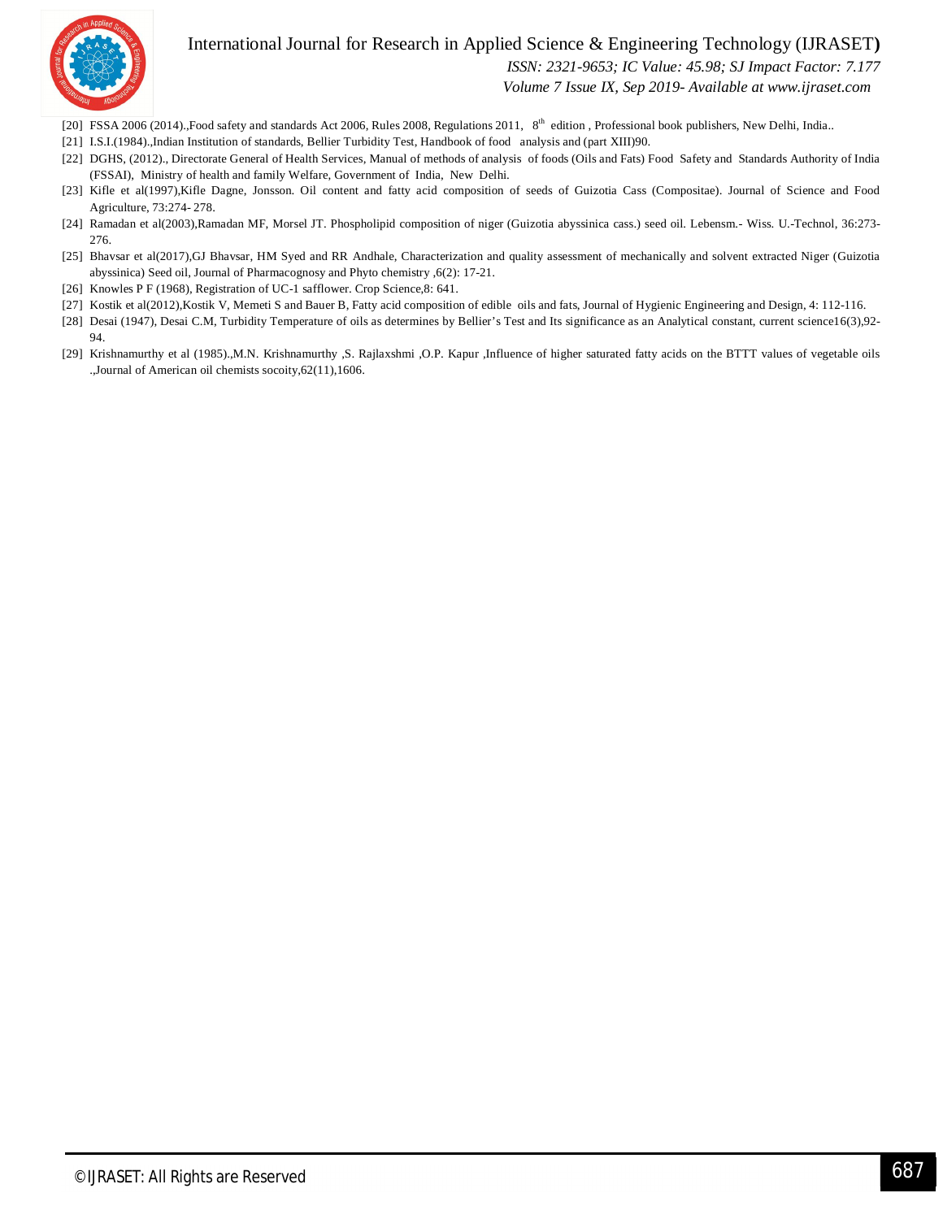[20] FSSA 2006 (2014).,Food safety and standards Act 2006, Rules 2008, Regulations 2011, 8th edition , Professional book publishers, New Delhi, India..

[21] I.S.I.(1984).,Indian Institution of standards, Bellier Turbidity Test, Handbook of food analysis and (part XIII)90.

[22] DGHS, (2012)., Directorate General of Health Services, Manual of methods of analysis of foods (Oils and Fats) Food Safety and Standards Authority of India (FSSAI), Ministry of health and family Welfare, Government of India, New Delhi.

[23] Kifle et al(1997),Kifle Dagne, Jonsson. Oil content and fatty acid composition of seeds of Guizotia Cass (Compositae). Journal of Science and Food Agriculture, 73:274- 278.

[24] Ramadan et al(2003),Ramadan MF, Morsel JT. Phospholipid composition of niger (Guizotia abyssinica cass.) seed oil. Lebensm.- Wiss. U.-Technol, 36:273-276.

[25] Bhavsar et al(2017),GJ Bhavsar, HM Syed and RR Andhale, Characterization and quality assessment of mechanically and solvent extracted Niger (Guizotia abyssinica) Seed oil, Journal of Pharmacognosy and Phyto chemistry ,6(2): 17-21.

[26] Knowles P F (1968), Registration of UC-1 safflower. Crop Science,8: 641.

[27] Kostik et al(2012),Kostik V, Memeti S and Bauer B, Fatty acid composition of edible oils and fats, Journal of Hygienic Engineering and Design, 4: 112-116.

[28] Desai (1947), Desai C.M, Turbidity Temperature of oils as determines by Bellier's Test and Its significance as an Analytical constant, current science16(3),92-94.

[29] Krishnamurthy et al (1985).,M.N. Krishnamurthy ,S. Rajlaxshmi ,O.P. Kapur ,Influence of higher saturated fatty acids on the BTTT values of vegetable oils .,Journal of American oil chemists socoity,62(11),1606.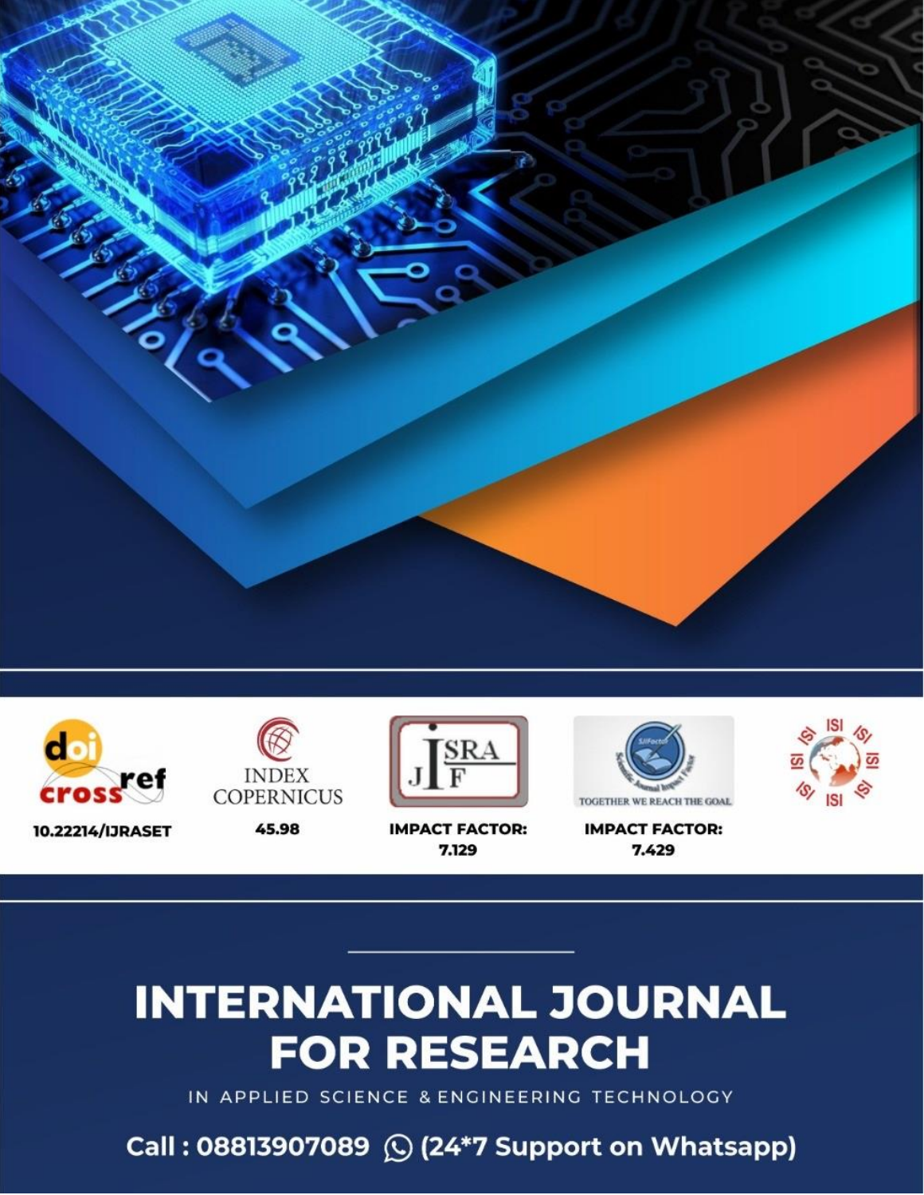10.22214/IJRASET

INDEX COPERNICUS

45.98

ISRA JIF

IMPACT FACTOR: 7.129

TOGETHER WE REACH THE GOAL

IMPACT FACTOR: 7.429

# INTERNATIONAL JOURNAL FOR RESEARCH

IN APPLIED SCIENCE & ENGINEERING TECHNOLOGY

Call : 08813907089 (24*7 Support on Whatsapp)